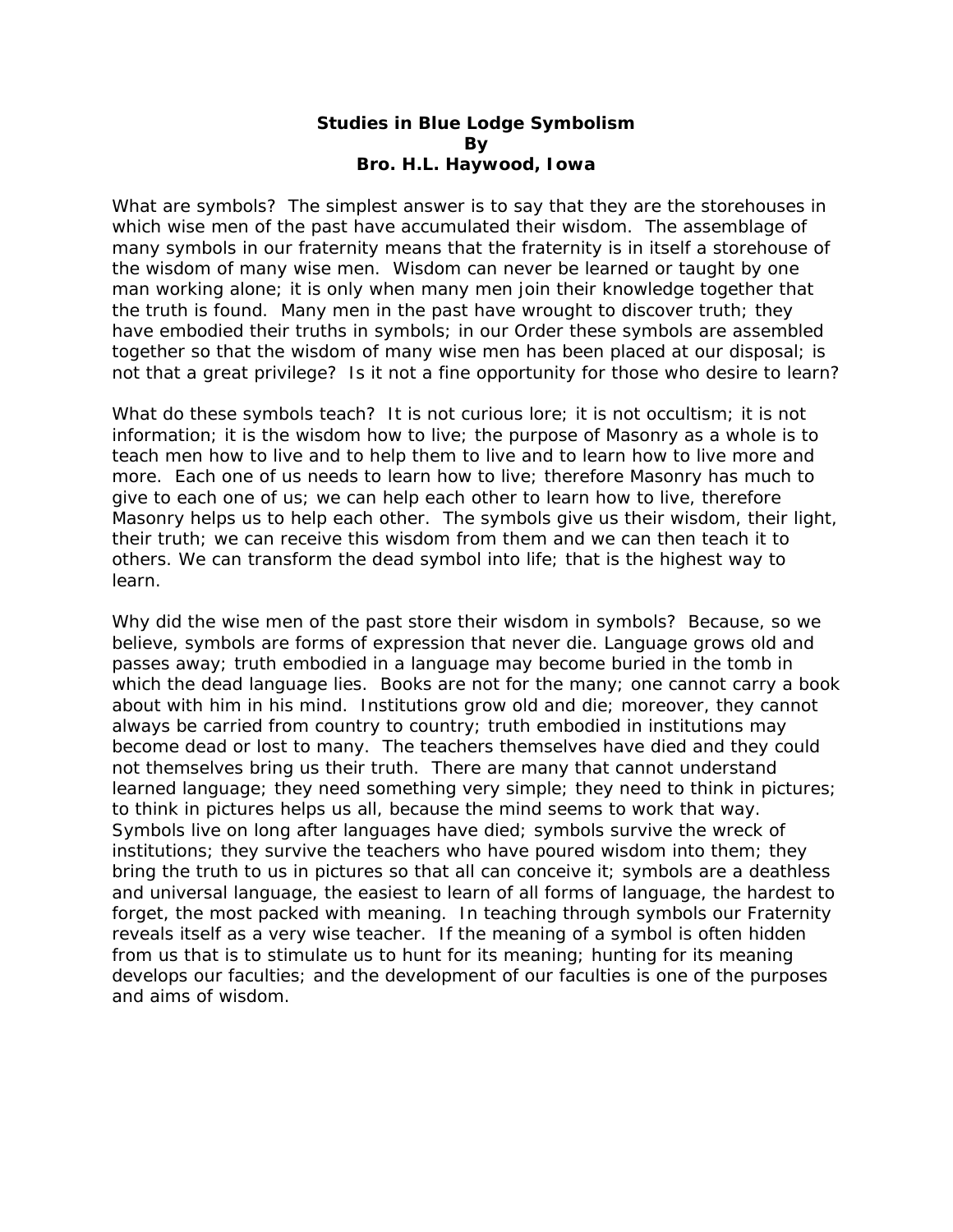**Studies in Blue Lodge Symbolism**
**By**
**Bro. H.L. Haywood, Iowa**

What are symbols? The simplest answer is to say that they are the storehouses in which wise men of the past have accumulated their wisdom. The assemblage of many symbols in our fraternity means that the fraternity is in itself a storehouse of the wisdom of many wise men. Wisdom can never be learned or taught by one man working alone; it is only when many men join their knowledge together that the truth is found. Many men in the past have wrought to discover truth; they have embodied their truths in symbols; in our Order these symbols are assembled together so that the wisdom of many wise men has been placed at our disposal; is not that a great privilege? Is it not a fine opportunity for those who desire to learn?

What do these symbols teach? It is not curious lore; it is not occultism; it is not information; it is the wisdom how to live; the purpose of Masonry as a whole is to teach men how to live and to help them to live and to learn how to live more and more. Each one of us needs to learn how to live; therefore Masonry has much to give to each one of us; we can help each other to learn how to live, therefore Masonry helps us to help each other. The symbols give us their wisdom, their light, their truth; we can receive this wisdom from them and we can then teach it to others. We can transform the dead symbol into life; that is the highest way to learn.

Why did the wise men of the past store their wisdom in symbols? Because, so we believe, symbols are forms of expression that never die. Language grows old and passes away; truth embodied in a language may become buried in the tomb in which the dead language lies. Books are not for the many; one cannot carry a book about with him in his mind. Institutions grow old and die; moreover, they cannot always be carried from country to country; truth embodied in institutions may become dead or lost to many. The teachers themselves have died and they could not themselves bring us their truth. There are many that cannot understand learned language; they need something very simple; they need to think in pictures; to think in pictures helps us all, because the mind seems to work that way. Symbols live on long after languages have died; symbols survive the wreck of institutions; they survive the teachers who have poured wisdom into them; they bring the truth to us in pictures so that all can conceive it; symbols are a deathless and universal language, the easiest to learn of all forms of language, the hardest to forget, the most packed with meaning. In teaching through symbols our Fraternity reveals itself as a very wise teacher. If the meaning of a symbol is often hidden from us that is to stimulate us to hunt for its meaning; hunting for its meaning develops our faculties; and the development of our faculties is one of the purposes and aims of wisdom.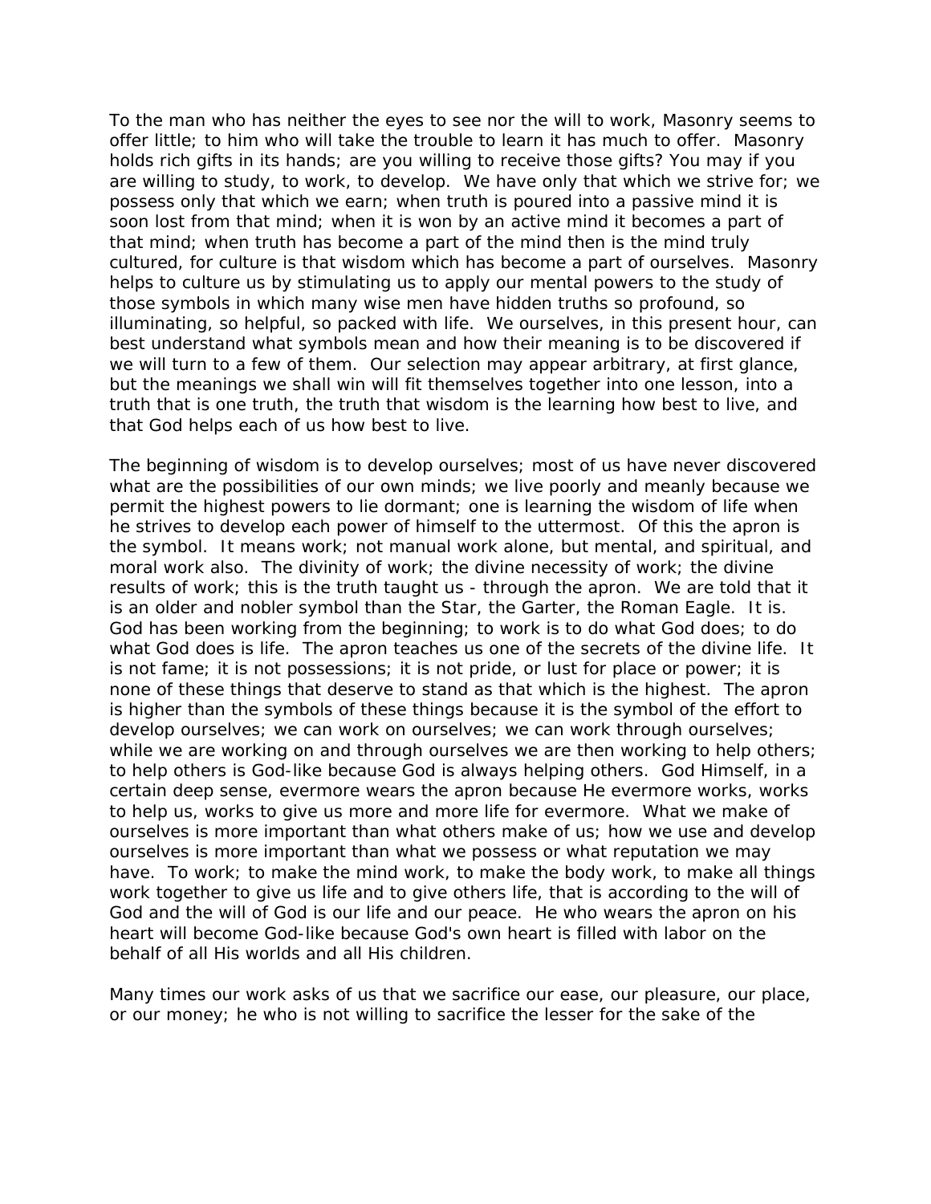To the man who has neither the eyes to see nor the will to work, Masonry seems to offer little; to him who will take the trouble to learn it has much to offer. Masonry holds rich gifts in its hands; are you willing to receive those gifts? You may if you are willing to study, to work, to develop. We have only that which we strive for; we possess only that which we earn; when truth is poured into a passive mind it is soon lost from that mind; when it is won by an active mind it becomes a part of that mind; when truth has become a part of the mind then is the mind truly cultured, for culture is that wisdom which has become a part of ourselves. Masonry helps to culture us by stimulating us to apply our mental powers to the study of those symbols in which many wise men have hidden truths so profound, so illuminating, so helpful, so packed with life. We ourselves, in this present hour, can best understand what symbols mean and how their meaning is to be discovered if we will turn to a few of them. Our selection may appear arbitrary, at first glance, but the meanings we shall win will fit themselves together into one lesson, into a truth that is one truth, the truth that wisdom is the learning how best to live, and that God helps each of us how best to live.

The beginning of wisdom is to develop ourselves; most of us have never discovered what are the possibilities of our own minds; we live poorly and meanly because we permit the highest powers to lie dormant; one is learning the wisdom of life when he strives to develop each power of himself to the uttermost. Of this the apron is the symbol. It means work; not manual work alone, but mental, and spiritual, and moral work also. The divinity of work; the divine necessity of work; the divine results of work; this is the truth taught us - through the apron. We are told that it is an older and nobler symbol than the Star, the Garter, the Roman Eagle. It is. God has been working from the beginning; to work is to do what God does; to do what God does is life. The apron teaches us one of the secrets of the divine life. It is not fame; it is not possessions; it is not pride, or lust for place or power; it is none of these things that deserve to stand as that which is the highest. The apron is higher than the symbols of these things because it is the symbol of the effort to develop ourselves; we can work on ourselves; we can work through ourselves; while we are working on and through ourselves we are then working to help others; to help others is God-like because God is always helping others. God Himself, in a certain deep sense, evermore wears the apron because He evermore works, works to help us, works to give us more and more life for evermore. What we make of ourselves is more important than what others make of us; how we use and develop ourselves is more important than what we possess or what reputation we may have. To work; to make the mind work, to make the body work, to make all things work together to give us life and to give others life, that is according to the will of God and the will of God is our life and our peace. He who wears the apron on his heart will become God-like because God's own heart is filled with labor on the behalf of all His worlds and all His children.

Many times our work asks of us that we sacrifice our ease, our pleasure, our place, or our money; he who is not willing to sacrifice the lesser for the sake of the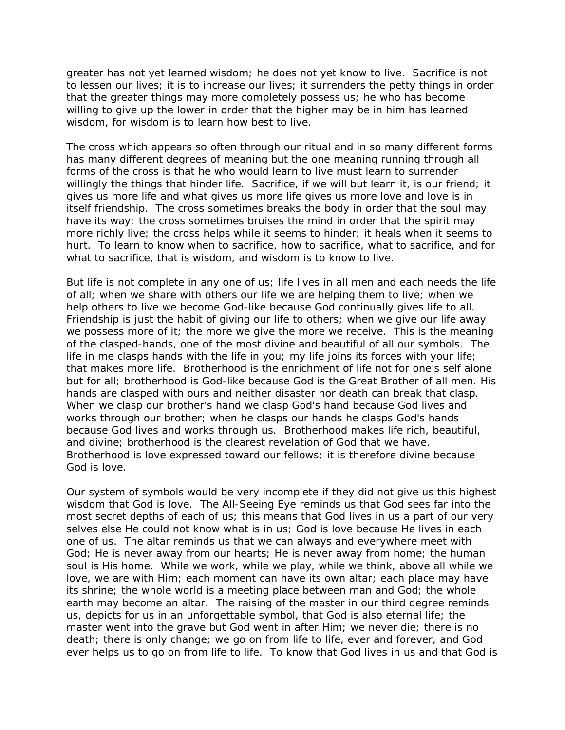greater has not yet learned wisdom; he does not yet know to live. Sacrifice is not to lessen our lives; it is to increase our lives; it surrenders the petty things in order that the greater things may more completely possess us; he who has become willing to give up the lower in order that the higher may be in him has learned wisdom, for wisdom is to learn how best to live.

The cross which appears so often through our ritual and in so many different forms has many different degrees of meaning but the one meaning running through all forms of the cross is that he who would learn to live must learn to surrender willingly the things that hinder life. Sacrifice, if we will but learn it, is our friend; it gives us more life and what gives us more life gives us more love and love is in itself friendship. The cross sometimes breaks the body in order that the soul may have its way; the cross sometimes bruises the mind in order that the spirit may more richly live; the cross helps while it seems to hinder; it heals when it seems to hurt. To learn to know when to sacrifice, how to sacrifice, what to sacrifice, and for what to sacrifice, that is wisdom, and wisdom is to know to live.

But life is not complete in any one of us; life lives in all men and each needs the life of all; when we share with others our life we are helping them to live; when we help others to live we become God-like because God continually gives life to all. Friendship is just the habit of giving our life to others; when we give our life away we possess more of it; the more we give the more we receive. This is the meaning of the clasped-hands, one of the most divine and beautiful of all our symbols. The life in me clasps hands with the life in you; my life joins its forces with your life; that makes more life. Brotherhood is the enrichment of life not for one's self alone but for all; brotherhood is God-like because God is the Great Brother of all men. His hands are clasped with ours and neither disaster nor death can break that clasp. When we clasp our brother's hand we clasp God's hand because God lives and works through our brother; when he clasps our hands he clasps God's hands because God lives and works through us. Brotherhood makes life rich, beautiful, and divine; brotherhood is the clearest revelation of God that we have. Brotherhood is love expressed toward our fellows; it is therefore divine because God is love.

Our system of symbols would be very incomplete if they did not give us this highest wisdom that God is love. The All-Seeing Eye reminds us that God sees far into the most secret depths of each of us; this means that God lives in us a part of our very selves else He could not know what is in us; God is love because He lives in each one of us. The altar reminds us that we can always and everywhere meet with God; He is never away from our hearts; He is never away from home; the human soul is His home. While we work, while we play, while we think, above all while we love, we are with Him; each moment can have its own altar; each place may have its shrine; the whole world is a meeting place between man and God; the whole earth may become an altar. The raising of the master in our third degree reminds us, depicts for us in an unforgettable symbol, that God is also eternal life; the master went into the grave but God went in after Him; we never die; there is no death; there is only change; we go on from life to life, ever and forever, and God ever helps us to go on from life to life. To know that God lives in us and that God is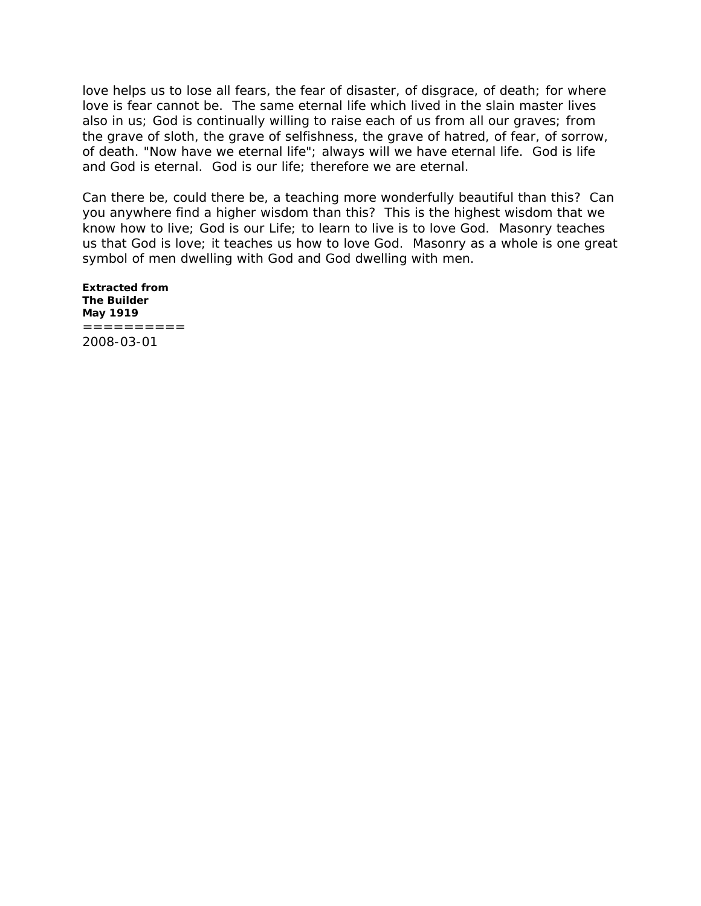love helps us to lose all fears, the fear of disaster, of disgrace, of death; for where love is fear cannot be.  The same eternal life which lived in the slain master lives also in us; God is continually willing to raise each of us from all our graves; from the grave of sloth, the grave of selfishness, the grave of hatred, of fear, of sorrow, of death. "Now have we eternal life"; always will we have eternal life.  God is life and God is eternal.  God is our life; therefore we are eternal.

Can there be, could there be, a teaching more wonderfully beautiful than this?  Can you anywhere find a higher wisdom than this?  This is the highest wisdom that we know how to live; God is our Life; to learn to live is to love God.  Masonry teaches us that God is love; it teaches us how to love God.  Masonry as a whole is one great symbol of men dwelling with God and God dwelling with men.

**Extracted from**
**The Builder**
**May 1919**

=========

2008-03-01